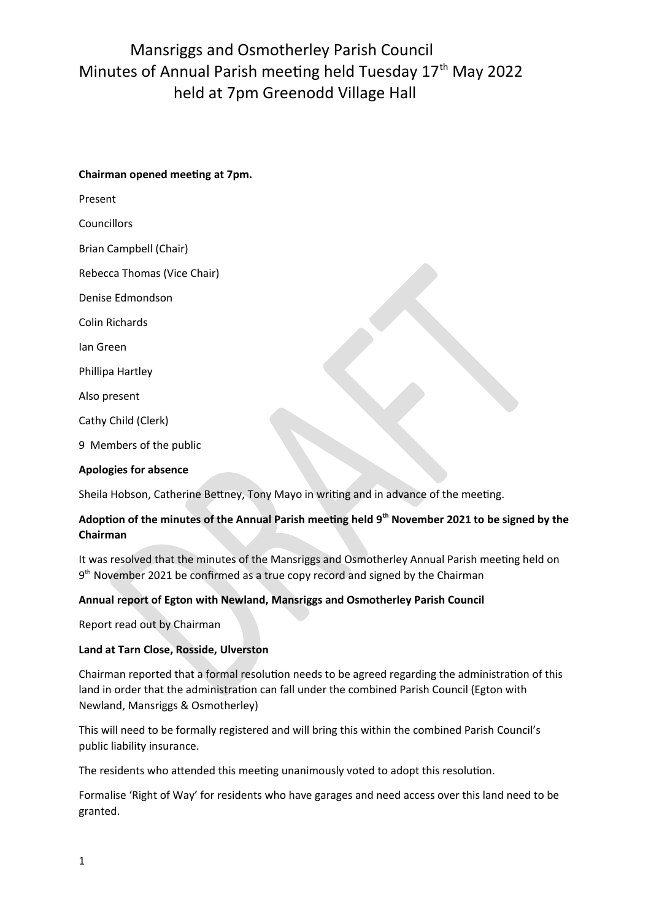# Mansriggs and Osmotherley Parish Council Minutes of Annual Parish meeting held Tuesday 17th May 2022 held at 7pm Greenodd Village Hall

**Chairman opened meeting at 7pm.**

Present

Councillors

Brian Campbell (Chair)

Rebecca Thomas (Vice Chair)

Denise Edmondson

Colin Richards

Ian Green

Phillipa Hartley

Also present

Cathy Child (Clerk)

9 Members of the public

**Apologies for absence**

Sheila Hobson, Catherine Bettney, Tony Mayo in writing and in advance of the meeting.

**Adoption of the minutes of the Annual Parish meeting held 9th November 2021 to be signed by the Chairman**

It was resolved that the minutes of the Mansriggs and Osmotherley Annual Parish meeting held on 9th November 2021 be confirmed as a true copy record and signed by the Chairman

**Annual report of Egton with Newland, Mansriggs and Osmotherley Parish Council**

Report read out by Chairman

**Land at Tarn Close, Rosside, Ulverston**

Chairman reported that a formal resolution needs to be agreed regarding the administration of this land in order that the administration can fall under the combined Parish Council (Egton with Newland, Mansriggs & Osmotherley)

This will need to be formally registered and will bring this within the combined Parish Council's public liability insurance.

The residents who attended this meeting unanimously voted to adopt this resolution.

Formalise 'Right of Way' for residents who have garages and need access over this land need to be granted.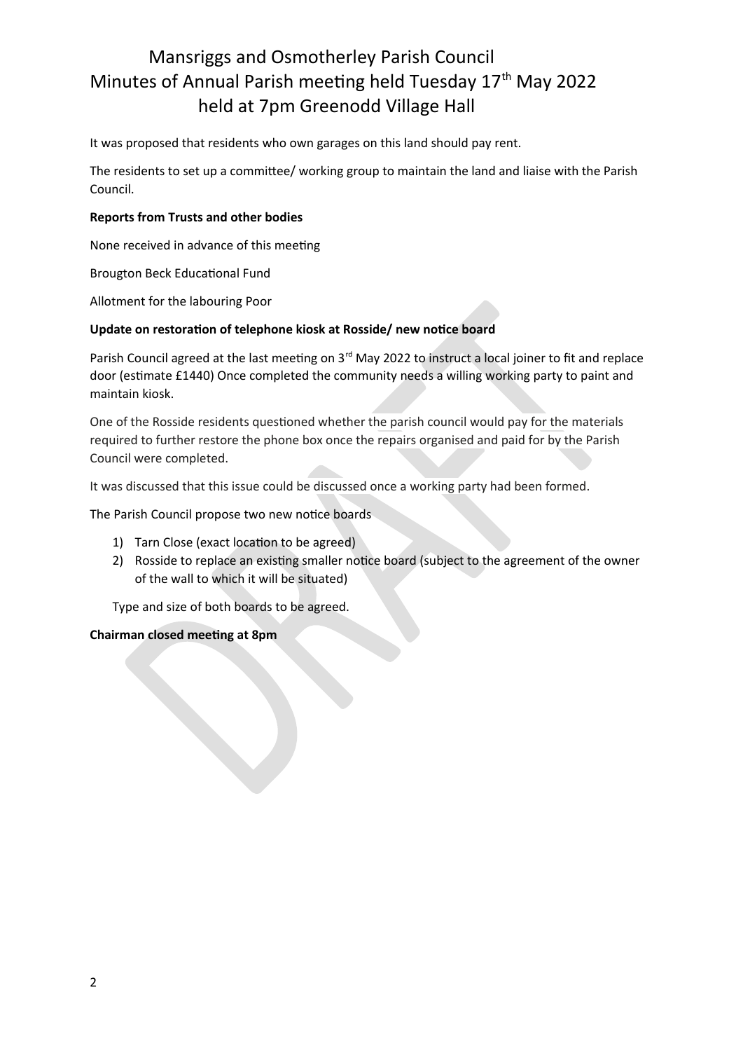# Mansriggs and Osmotherley Parish Council
# Minutes of Annual Parish meeting held Tuesday 17th May 2022
# held at 7pm Greenodd Village Hall

It was proposed that residents who own garages on this land should pay rent.

The residents to set up a committee/ working group to maintain the land and liaise with the Parish Council.

**Reports from Trusts and other bodies**

None received in advance of this meeting

Brougton Beck Educational Fund

Allotment for the labouring Poor

**Update on restoration of telephone kiosk at Rosside/ new notice board**

Parish Council agreed at the last meeting on 3rd May 2022 to instruct a local joiner to fit and replace door (estimate £1440) Once completed the community needs a willing working party to paint and maintain kiosk.

One of the Rosside residents questioned whether the parish council would pay for the materials required to further restore the phone box once the repairs organised and paid for by the Parish Council were completed.

It was discussed that this issue could be discussed once a working party had been formed.

The Parish Council propose two new notice boards

1) Tarn Close (exact location to be agreed)
2) Rosside to replace an existing smaller notice board (subject to the agreement of the owner of the wall to which it will be situated)

Type and size of both boards to be agreed.

**Chairman closed meeting at 8pm**